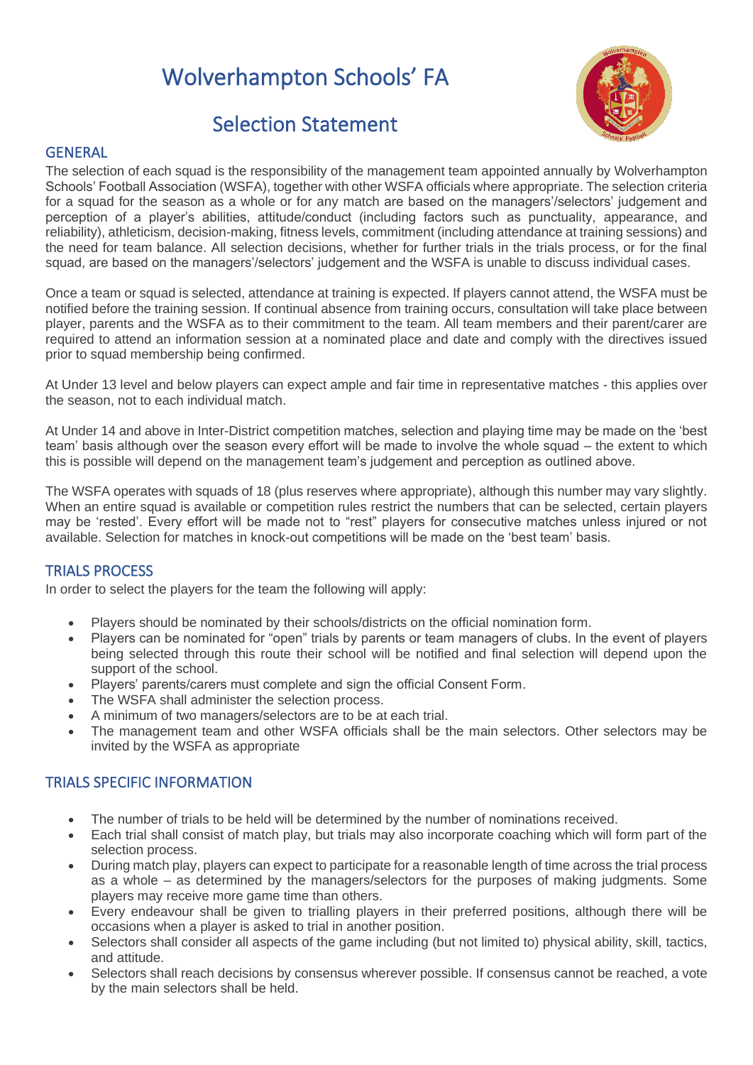# Wolverhampton Schools' FA

## Selection Statement

### GENERAL

The selection of each squad is the responsibility of the management team appointed annually by Wolverhampton Schools' Football Association (WSFA), together with other WSFA officials where appropriate. The selection criteria for a squad for the season as a whole or for any match are based on the managers'/selectors' judgement and perception of a player's abilities, attitude/conduct (including factors such as punctuality, appearance, and reliability), athleticism, decision-making, fitness levels, commitment (including attendance at training sessions) and the need for team balance. All selection decisions, whether for further trials in the trials process, or for the final squad, are based on the managers'/selectors' judgement and the WSFA is unable to discuss individual cases.

Once a team or squad is selected, attendance at training is expected. If players cannot attend, the WSFA must be notified before the training session. If continual absence from training occurs, consultation will take place between player, parents and the WSFA as to their commitment to the team. All team members and their parent/carer are required to attend an information session at a nominated place and date and comply with the directives issued prior to squad membership being confirmed.

At Under 13 level and below players can expect ample and fair time in representative matches - this applies over the season, not to each individual match.

At Under 14 and above in Inter-District competition matches, selection and playing time may be made on the 'best team' basis although over the season every effort will be made to involve the whole squad – the extent to which this is possible will depend on the management team's judgement and perception as outlined above.

The WSFA operates with squads of 18 (plus reserves where appropriate), although this number may vary slightly. When an entire squad is available or competition rules restrict the numbers that can be selected, certain players may be 'rested'. Every effort will be made not to "rest" players for consecutive matches unless injured or not available. Selection for matches in knock-out competitions will be made on the 'best team' basis.

### TRIALS PROCESS

In order to select the players for the team the following will apply:

- Players should be nominated by their schools/districts on the official nomination form.
- Players can be nominated for "open" trials by parents or team managers of clubs. In the event of players being selected through this route their school will be notified and final selection will depend upon the support of the school.
- Players' parents/carers must complete and sign the official Consent Form.
- The WSFA shall administer the selection process.
- A minimum of two managers/selectors are to be at each trial.
- The management team and other WSFA officials shall be the main selectors. Other selectors may be invited by the WSFA as appropriate

### TRIALS SPECIFIC INFORMATION

- The number of trials to be held will be determined by the number of nominations received.
- Each trial shall consist of match play, but trials may also incorporate coaching which will form part of the selection process.
- During match play, players can expect to participate for a reasonable length of time across the trial process as a whole – as determined by the managers/selectors for the purposes of making judgments. Some players may receive more game time than others.
- Every endeavour shall be given to trialling players in their preferred positions, although there will be occasions when a player is asked to trial in another position.
- Selectors shall consider all aspects of the game including (but not limited to) physical ability, skill, tactics, and attitude.
- Selectors shall reach decisions by consensus wherever possible. If consensus cannot be reached, a vote by the main selectors shall be held.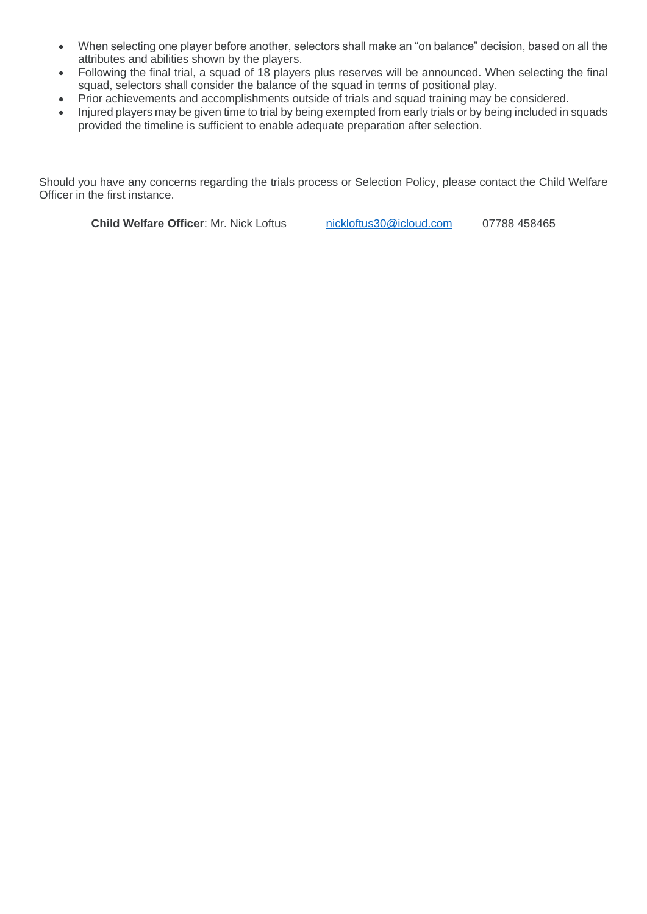- When selecting one player before another, selectors shall make an "on balance" decision, based on all the attributes and abilities shown by the players.
- Following the final trial, a squad of 18 players plus reserves will be announced. When selecting the final squad, selectors shall consider the balance of the squad in terms of positional play.
- Prior achievements and accomplishments outside of trials and squad training may be considered.
- Injured players may be given time to trial by being exempted from early trials or by being included in squads provided the timeline is sufficient to enable adequate preparation after selection.

Should you have any concerns regarding the trials process or Selection Policy, please contact the Child Welfare Officer in the first instance.

**Child Welfare Officer**: Mr. Nick Loftus nickloftus30@icloud.com 07788 458465